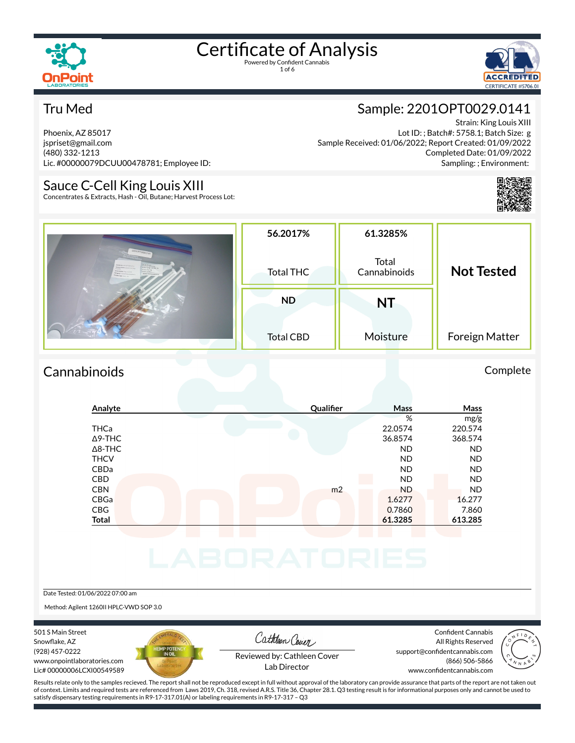# Certificate of Analysis

Powered by Confident Cannabis

## Tru Med

Phoenix, AZ 85017
jspriset@gmail.com
(480) 332-1213
Lic. #00000079DCUU00478781; Employee ID:

## Sample: 2201OPT0029.0141

Strain: King Louis XIII
Lot ID: ; Batch#: 5758.1; Batch Size: g
Sample Received: 01/06/2022; Report Created: 01/09/2022
Completed Date: 01/09/2022
Sampling: ; Environment:

## Sauce C-Cell King Louis XIII

Concentrates & Extracts, Hash - Oil, Butane; Harvest Process Lot:

| 56.2017% | 61.3285% | Not Tested |
|---|---|---|
| Total THC | Total Cannabinoids | |
| **ND** | **NT** | |
| Total CBD | Moisture | Foreign Matter |

## Cannabinoids

Complete

| Analyte | Qualifier | Mass % | Mass mg/g |
|---|---|---|---|
| THCa | | 22.0574 | 220.574 |
| Δ9-THC | | 36.8574 | 368.574 |
| Δ8-THC | | ND | ND |
| THCV | | ND | ND |
| CBDa | | ND | ND |
| CBD | | ND | ND |
| CBN | m2 | ND | ND |
| CBGa | | 1.6277 | 16.277 |
| CBG | | 0.7860 | 7.860 |
| **Total** | | **61.3285** | **613.285** |

Date Tested: 01/06/2022 07:00 am

Method: Agilent 1260II HPLC-VWD SOP 3.0

501 S Main Street
Snowflake, AZ
(928) 457-0222
www.onpointlaboratories.com
Lic# 00000006LCXI00549589

Reviewed by: Cathleen Cover
Lab Director

Confident Cannabis
All Rights Reserved
support@confidentcannabis.com
(866) 506-5866
www.confidentcannabis.com

Results relate only to the samples recieved. The report shall not be reproduced except in full without approval of the laboratory can provide assurance that parts of the report are not taken out of context. Limits and required tests are referenced from Laws 2019, Ch. 318, revised A.R.S. Title 36, Chapter 28.1. Q3 testing result is for informational purposes only and cannot be used to satisfy dispensary testing requirements in R9-17-317.01(A) or labeling requirements in R9-17-317 – Q3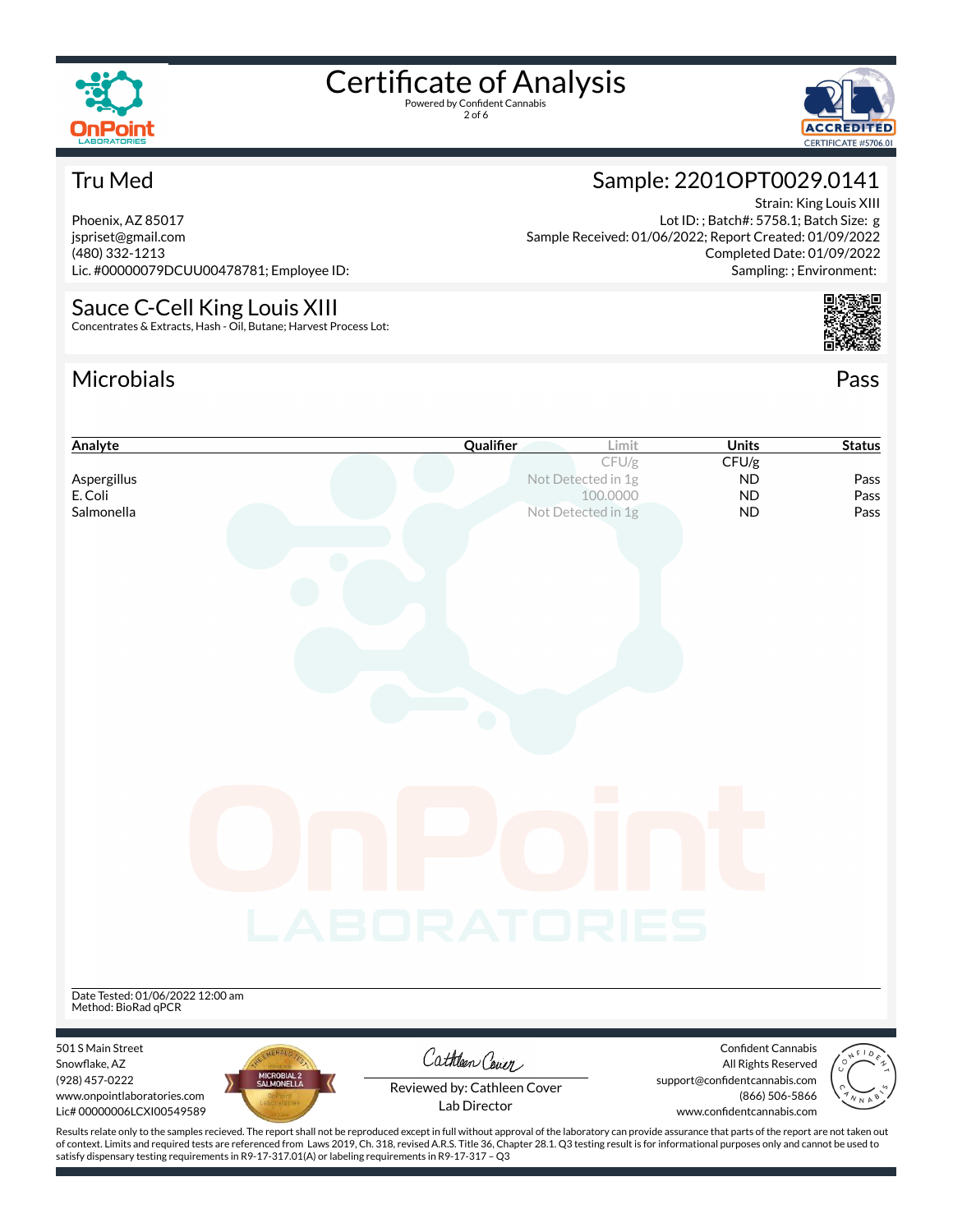# Certificate of Analysis

Powered by Confident Cannabis

## Tru Med

Phoenix, AZ 85017
jspriset@gmail.com
(480) 332-1213
Lic. #00000079DCUU00478781; Employee ID:

## Sample: 2201OPT0029.0141

Strain: King Louis XIII
Lot ID: ; Batch#: 5758.1; Batch Size: g
Sample Received: 01/06/2022; Report Created: 01/09/2022
Completed Date: 01/09/2022
Sampling: ; Environment:

## Sauce C-Cell King Louis XIII

Concentrates & Extracts, Hash - Oil, Butane; Harvest Process Lot:

## Microbials — Pass

| Analyte | Qualifier | Limit | Units | Status |
|---|---|---|---|---|
| | | CFU/g | CFU/g | |
| Aspergillus | | Not Detected in 1g | ND | Pass |
| E. Coli | | 100.0000 | ND | Pass |
| Salmonella | | Not Detected in 1g | ND | Pass |

Date Tested: 01/06/2022 12:00 am
Method: BioRad qPCR

501 S Main Street
Snowflake, AZ
(928) 457-0222
www.onpointlaboratories.com
Lic# 00000006LCXI00549589

Reviewed by: Cathleen Cover
Lab Director

Confident Cannabis
All Rights Reserved
support@confidentcannabis.com
(866) 506-5866
www.confidentcannabis.com

Results relate only to the samples recieved. The report shall not be reproduced except in full without approval of the laboratory can provide assurance that parts of the report are not taken out of context. Limits and required tests are referenced from Laws 2019, Ch. 318, revised A.R.S. Title 36, Chapter 28.1. Q3 testing result is for informational purposes only and cannot be used to satisfy dispensary testing requirements in R9-17-317.01(A) or labeling requirements in R9-17-317 – Q3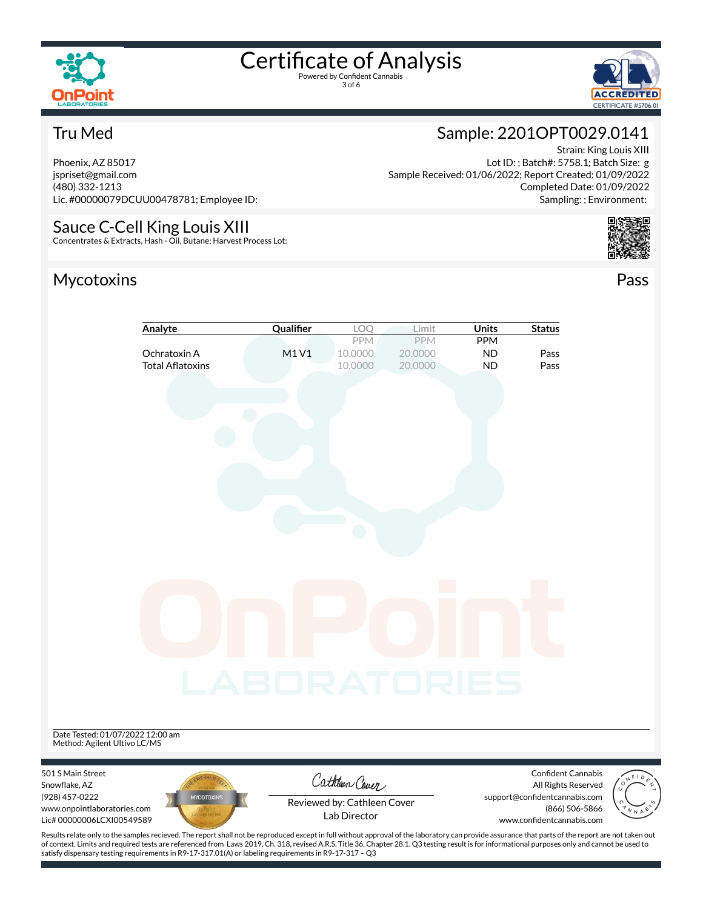# Certificate of Analysis

Powered by Confident Cannabis

## Tru Med

Phoenix, AZ 85017
jspriset@gmail.com
(480) 332-1213
Lic. #00000079DCUU00478781; Employee ID:

## Sample: 2201OPT0029.0141

Strain: King Louis XIII
Lot ID: ; Batch#: 5758.1; Batch Size: g
Sample Received: 01/06/2022; Report Created: 01/09/2022
Completed Date: 01/09/2022
Sampling: ; Environment:

## Sauce C-Cell King Louis XIII

Concentrates & Extracts, Hash - Oil, Butane; Harvest Process Lot:

## Mycotoxins

Pass

| Analyte | Qualifier | LOQ | Limit | Units | Status |
|---|---|---|---|---|---|
| | | PPM | PPM | PPM | |
| Ochratoxin A | M1 V1 | 10.0000 | 20.0000 | ND | Pass |
| Total Aflatoxins | | 10.0000 | 20.0000 | ND | Pass |

Date Tested: 01/07/2022 12:00 am
Method: Agilent Ultivo LC/MS

501 S Main Street
Snowflake, AZ
(928) 457-0222
www.onpointlaboratories.com
Lic# 00000006LCXI00549589

Reviewed by: Cathleen Cover
Lab Director

Confident Cannabis
All Rights Reserved
support@confidentcannabis.com
(866) 506-5866
www.confidentcannabis.com

Results relate only to the samples recieved. The report shall not be reproduced except in full without approval of the laboratory can provide assurance that parts of the report are not taken out of context. Limits and required tests are referenced from Laws 2019, Ch. 318, revised A.R.S. Title 36, Chapter 28.1. Q3 testing result is for informational purposes only and cannot be used to satisfy dispensary testing requirements in R9-17-317.01(A) or labeling requirements in R9-17-317 – Q3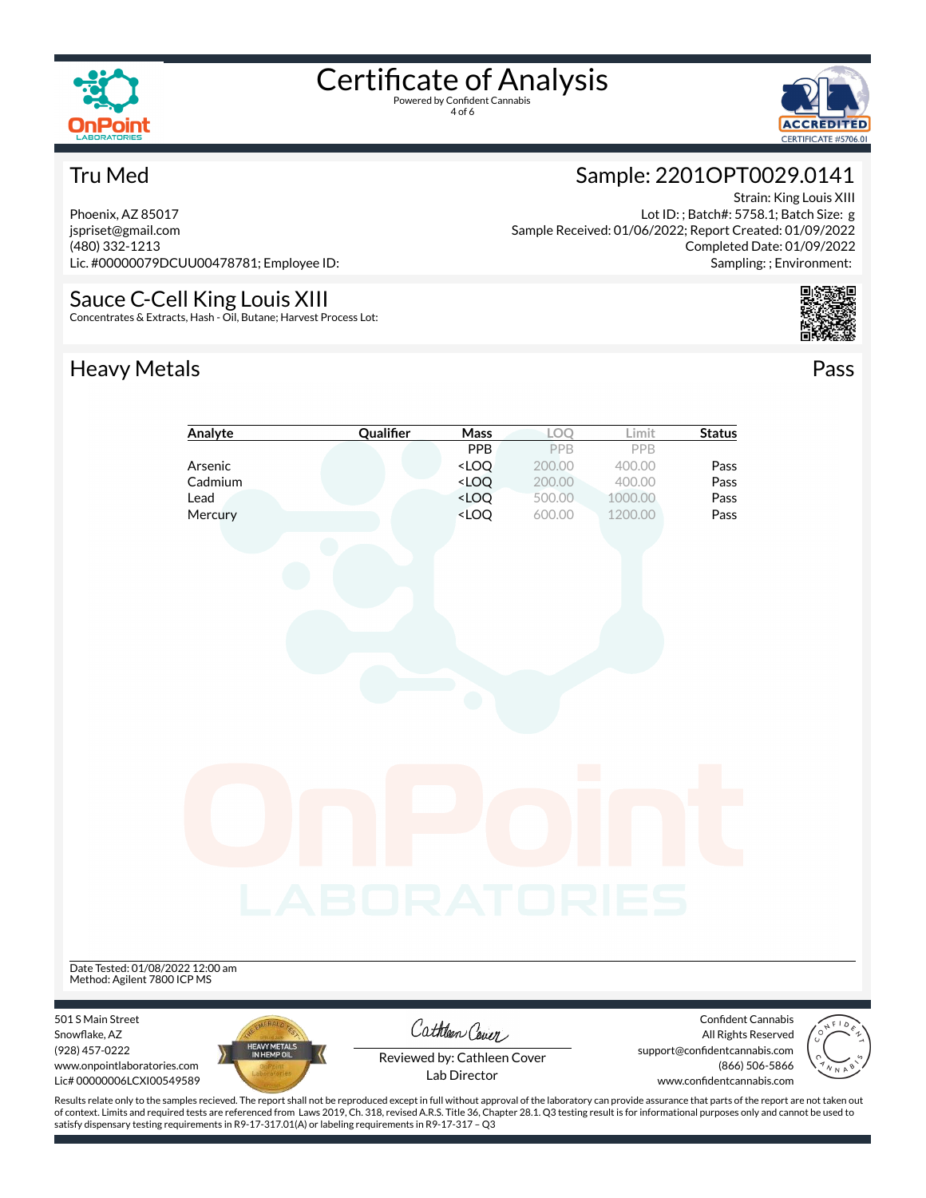# Certificate of Analysis

Powered by Confident Cannabis

## Tru Med

Phoenix, AZ 85017
jspriset@gmail.com
(480) 332-1213
Lic. #00000079DCUU00478781; Employee ID:

## Sample: 2201OPT0029.0141

Strain: King Louis XIII
Lot ID: ; Batch#: 5758.1; Batch Size: g
Sample Received: 01/06/2022; Report Created: 01/09/2022
Completed Date: 01/09/2022
Sampling: ; Environment:

## Sauce C-Cell King Louis XIII

Concentrates & Extracts, Hash - Oil, Butane; Harvest Process Lot:

## Heavy Metals

Pass

| Analyte | Qualifier | Mass | LOQ | Limit | Status |
|---|---|---|---|---|---|
| | | PPB | PPB | PPB | |
| Arsenic | | <LOQ | 200.00 | 400.00 | Pass |
| Cadmium | | <LOQ | 200.00 | 400.00 | Pass |
| Lead | | <LOQ | 500.00 | 1000.00 | Pass |
| Mercury | | <LOQ | 600.00 | 1200.00 | Pass |

Date Tested: 01/08/2022 12:00 am
Method: Agilent 7800 ICP MS

501 S Main Street
Snowflake, AZ
(928) 457-0222
www.onpointlaboratories.com
Lic# 00000006LCXI00549589

Reviewed by: Cathleen Cover
Lab Director

Confident Cannabis
All Rights Reserved
support@confidentcannabis.com
(866) 506-5866
www.confidentcannabis.com

Results relate only to the samples recieved. The report shall not be reproduced except in full without approval of the laboratory can provide assurance that parts of the report are not taken out of context. Limits and required tests are referenced from Laws 2019, Ch. 318, revised A.R.S. Title 36, Chapter 28.1. Q3 testing result is for informational purposes only and cannot be used to satisfy dispensary testing requirements in R9-17-317.01(A) or labeling requirements in R9-17-317 – Q3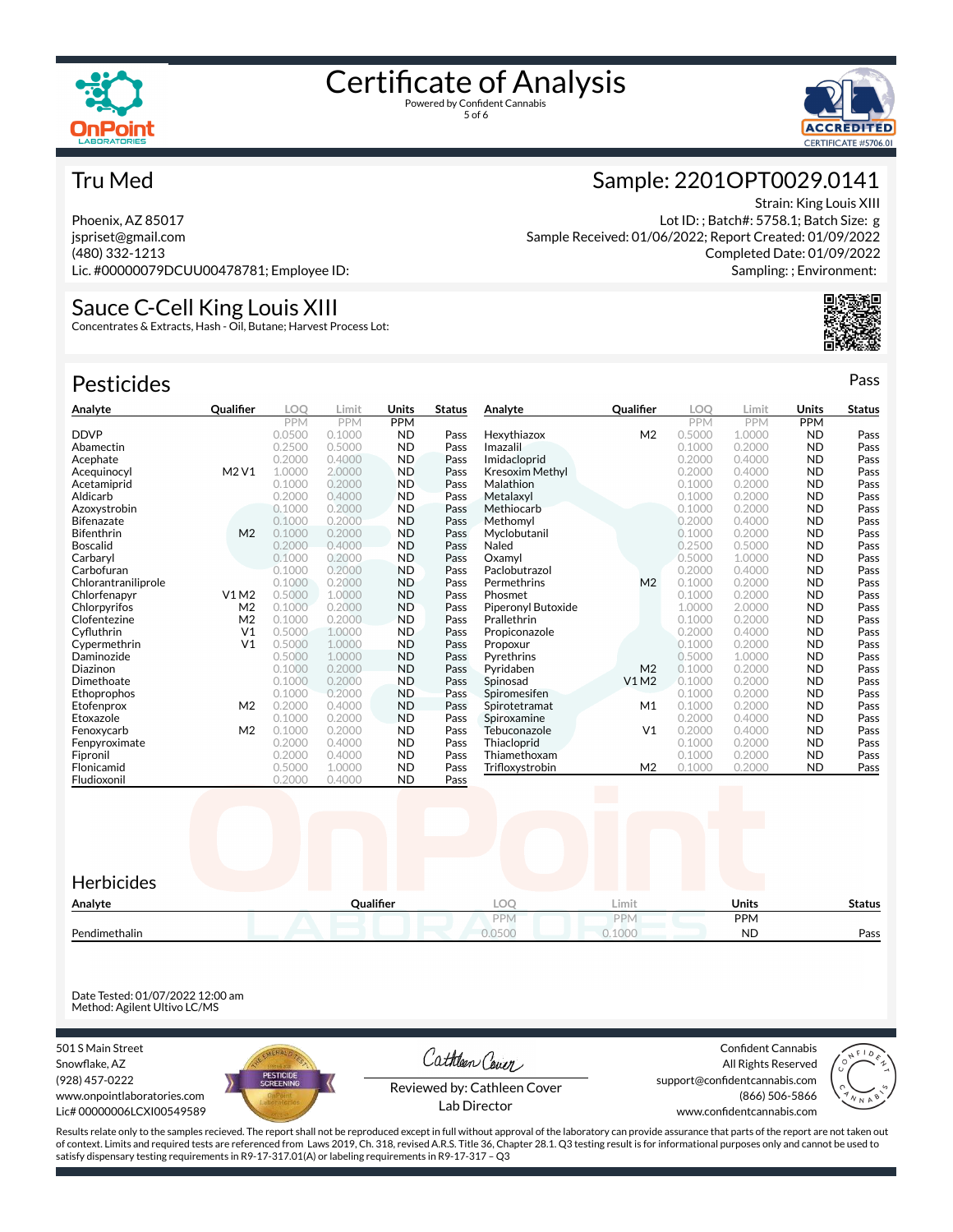# Certificate of Analysis

Powered by Confident Cannabis

## Tru Med

Phoenix, AZ 85017
jspriset@gmail.com
(480) 332-1213
Lic. #00000079DCUU00478781; Employee ID:

## Sample: 2201OPT0029.0141

Strain: King Louis XIII
Lot ID: ; Batch#: 5758.1; Batch Size: g
Sample Received: 01/06/2022; Report Created: 01/09/2022
Completed Date: 01/09/2022
Sampling: ; Environment:

## Sauce C-Cell King Louis XIII

Concentrates & Extracts, Hash - Oil, Butane; Harvest Process Lot:

## Pesticides

Pass

| Analyte | Qualifier | LOQ | Limit | Units | Status |
|---|---|---|---|---|---|
| | | PPM | PPM | PPM | |
| DDVP | | 0.0500 | 0.1000 | ND | Pass |
| Abamectin | | 0.2500 | 0.5000 | ND | Pass |
| Acephate | | 0.2000 | 0.4000 | ND | Pass |
| Acequinocyl | M2 V1 | 1.0000 | 2.0000 | ND | Pass |
| Acetamiprid | | 0.1000 | 0.2000 | ND | Pass |
| Aldicarb | | 0.2000 | 0.4000 | ND | Pass |
| Azoxystrobin | | 0.1000 | 0.2000 | ND | Pass |
| Bifenazate | | 0.1000 | 0.2000 | ND | Pass |
| Bifenthrin | M2 | 0.1000 | 0.2000 | ND | Pass |
| Boscalid | | 0.2000 | 0.4000 | ND | Pass |
| Carbaryl | | 0.1000 | 0.2000 | ND | Pass |
| Carbofuran | | 0.1000 | 0.2000 | ND | Pass |
| Chlorantraniliprole | | 0.1000 | 0.2000 | ND | Pass |
| Chlorfenapyr | V1 M2 | 0.5000 | 1.0000 | ND | Pass |
| Chlorpyrifos | M2 | 0.1000 | 0.2000 | ND | Pass |
| Clofentezine | M2 | 0.1000 | 0.2000 | ND | Pass |
| Cyfluthrin | V1 | 0.5000 | 1.0000 | ND | Pass |
| Cypermethrin | V1 | 0.5000 | 1.0000 | ND | Pass |
| Daminozide | | 0.5000 | 1.0000 | ND | Pass |
| Diazinon | | 0.1000 | 0.2000 | ND | Pass |
| Dimethoate | | 0.1000 | 0.2000 | ND | Pass |
| Ethoprophos | | 0.1000 | 0.2000 | ND | Pass |
| Etofenprox | M2 | 0.2000 | 0.4000 | ND | Pass |
| Etoxazole | | 0.1000 | 0.2000 | ND | Pass |
| Fenoxycarb | M2 | 0.1000 | 0.2000 | ND | Pass |
| Fenpyroximate | | 0.2000 | 0.4000 | ND | Pass |
| Fipronil | | 0.2000 | 0.4000 | ND | Pass |
| Flonicamid | | 0.5000 | 1.0000 | ND | Pass |
| Fludioxonil | | 0.2000 | 0.4000 | ND | Pass |
| Hexythiazox | M2 | 0.5000 | 1.0000 | ND | Pass |
| Imazalil | | 0.1000 | 0.2000 | ND | Pass |
| Imidacloprid | | 0.2000 | 0.4000 | ND | Pass |
| Kresoxim Methyl | | 0.2000 | 0.4000 | ND | Pass |
| Malathion | | 0.1000 | 0.2000 | ND | Pass |
| Metalaxyl | | 0.1000 | 0.2000 | ND | Pass |
| Methiocarb | | 0.1000 | 0.2000 | ND | Pass |
| Methomyl | | 0.2000 | 0.4000 | ND | Pass |
| Myclobutanil | | 0.1000 | 0.2000 | ND | Pass |
| Naled | | 0.2500 | 0.5000 | ND | Pass |
| Oxamyl | | 0.5000 | 1.0000 | ND | Pass |
| Paclobutrazol | | 0.2000 | 0.4000 | ND | Pass |
| Permethrins | M2 | 0.1000 | 0.2000 | ND | Pass |
| Phosmet | | 0.1000 | 0.2000 | ND | Pass |
| Piperonyl Butoxide | | 1.0000 | 2.0000 | ND | Pass |
| Prallethrin | | 0.1000 | 0.2000 | ND | Pass |
| Propiconazole | | 0.2000 | 0.4000 | ND | Pass |
| Propoxur | | 0.1000 | 0.2000 | ND | Pass |
| Pyrethrins | | 0.5000 | 1.0000 | ND | Pass |
| Pyridaben | M2 | 0.1000 | 0.2000 | ND | Pass |
| Spinosad | V1 M2 | 0.1000 | 0.2000 | ND | Pass |
| Spiromesifen | | 0.1000 | 0.2000 | ND | Pass |
| Spirotetramat | M1 | 0.1000 | 0.2000 | ND | Pass |
| Spiroxamine | | 0.2000 | 0.4000 | ND | Pass |
| Tebuconazole | V1 | 0.2000 | 0.4000 | ND | Pass |
| Thiacloprid | | 0.1000 | 0.2000 | ND | Pass |
| Thiamethoxam | | 0.1000 | 0.2000 | ND | Pass |
| Trifloxystrobin | M2 | 0.1000 | 0.2000 | ND | Pass |

## Herbicides

| Analyte | Qualifier | LOQ | Limit | Units | Status |
|---|---|---|---|---|---|
| | | PPM | PPM | PPM | |
| Pendimethalin | | 0.0500 | 0.1000 | ND | Pass |

Date Tested: 01/07/2022 12:00 am
Method: Agilent Ultivo LC/MS

501 S Main Street
Snowflake, AZ
(928) 457-0222
www.onpointlaboratories.com
Lic# 00000006LCXI00549589

Reviewed by: Cathleen Cover
Lab Director

Confident Cannabis
All Rights Reserved
support@confidentcannabis.com
(866) 506-5866
www.confidentcannabis.com

Results relate only to the samples recieved. The report shall not be reproduced except in full without approval of the laboratory can provide assurance that parts of the report are not taken out of context. Limits and required tests are referenced from Laws 2019, Ch. 318, revised A.R.S. Title 36, Chapter 28.1. Q3 testing result is for informational purposes only and cannot be used to satisfy dispensary testing requirements in R9-17-317.01(A) or labeling requirements in R9-17-317 – Q3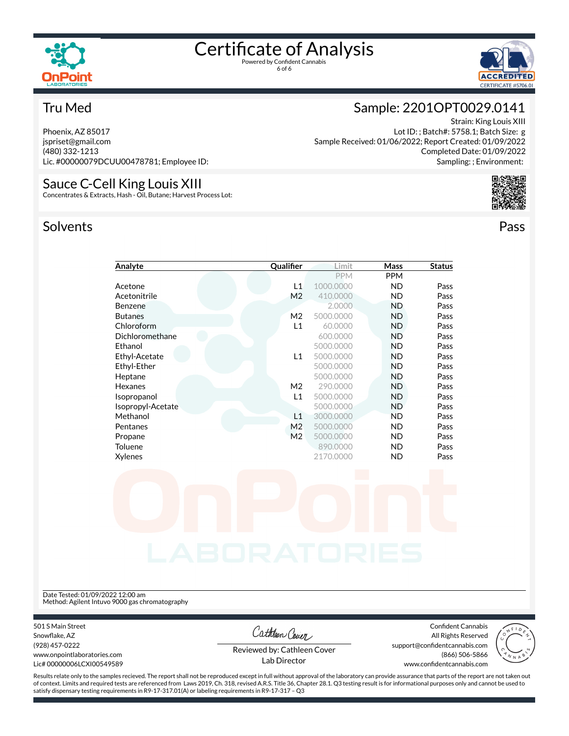# Certificate of Analysis

Powered by Confident Cannabis

## Tru Med

Phoenix, AZ 85017
jspriset@gmail.com
(480) 332-1213
Lic. #00000079DCUU00478781; Employee ID:

## Sample: 2201OPT0029.0141

Strain: King Louis XIII
Lot ID: ; Batch#: 5758.1; Batch Size: g
Sample Received: 01/06/2022; Report Created: 01/09/2022
Completed Date: 01/09/2022
Sampling: ; Environment:

## Sauce C-Cell King Louis XIII

Concentrates & Extracts, Hash - Oil, Butane; Harvest Process Lot:

## Solvents

Pass

| Analyte | Qualifier | Limit | Mass | Status |
|---|---|---|---|---|
| | | PPM | PPM | |
| Acetone | L1 | 1000.0000 | ND | Pass |
| Acetonitrile | M2 | 410.0000 | ND | Pass |
| Benzene | | 2.0000 | ND | Pass |
| Butanes | M2 | 5000.0000 | ND | Pass |
| Chloroform | L1 | 60.0000 | ND | Pass |
| Dichloromethane | | 600.0000 | ND | Pass |
| Ethanol | | 5000.0000 | ND | Pass |
| Ethyl-Acetate | L1 | 5000.0000 | ND | Pass |
| Ethyl-Ether | | 5000.0000 | ND | Pass |
| Heptane | | 5000.0000 | ND | Pass |
| Hexanes | M2 | 290.0000 | ND | Pass |
| Isopropanol | L1 | 5000.0000 | ND | Pass |
| Isopropyl-Acetate | | 5000.0000 | ND | Pass |
| Methanol | L1 | 3000.0000 | ND | Pass |
| Pentanes | M2 | 5000.0000 | ND | Pass |
| Propane | M2 | 5000.0000 | ND | Pass |
| Toluene | | 890.0000 | ND | Pass |
| Xylenes | | 2170.0000 | ND | Pass |

Date Tested: 01/09/2022 12:00 am
Method: Agilent Intuvo 9000 gas chromatography

501 S Main Street
Snowflake, AZ
(928) 457-0222
www.onpointlaboratories.com
Lic# 00000006LCXI00549589

Reviewed by: Cathleen Cover
Lab Director

Confident Cannabis
All Rights Reserved
support@confidentcannabis.com
(866) 506-5866
www.confidentcannabis.com

Results relate only to the samples recieved. The report shall not be reproduced except in full without approval of the laboratory can provide assurance that parts of the report are not taken out of context. Limits and required tests are referenced from Laws 2019, Ch. 318, revised A.R.S. Title 36, Chapter 28.1. Q3 testing result is for informational purposes only and cannot be used to satisfy dispensary testing requirements in R9-17-317.01(A) or labeling requirements in R9-17-317 – Q3